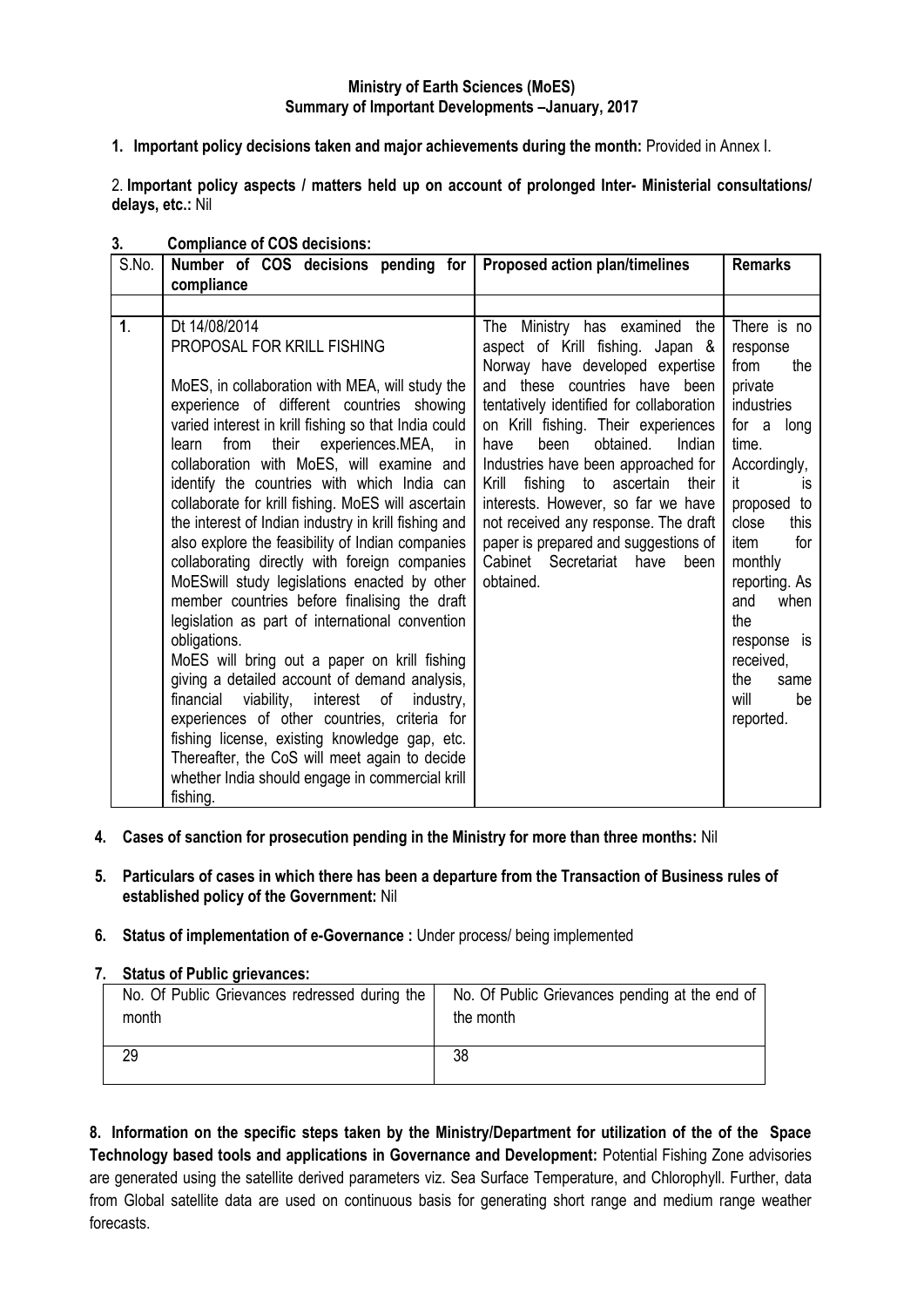**Ministry of Earth Sciences (MoES)**
**Summary of Important Developments –January, 2017**

1. **Important policy decisions taken and major achievements during the month:** Provided in Annex I.

2. **Important policy aspects / matters held up on account of prolonged Inter- Ministerial consultations/ delays, etc.:** Nil

3. **Compliance of COS decisions:**

| S.No. | Number of COS decisions pending for compliance | Proposed action plan/timelines | Remarks |
|---|---|---|---|
| | | | |
| 1. | Dt 14/08/2014<br>PROPOSAL FOR KRILL FISHING<br><br>MoES, in collaboration with MEA, will study the experience of different countries showing varied interest in krill fishing so that India could learn from their experiences.MEA, in collaboration with MoES, will examine and identify the countries with which India can collaborate for krill fishing. MoES will ascertain the interest of Indian industry in krill fishing and also explore the feasibility of Indian companies collaborating directly with foreign companies MoESwill study legislations enacted by other member countries before finalising the draft legislation as part of international convention obligations.<br>MoES will bring out a paper on krill fishing giving a detailed account of demand analysis, financial viability, interest of industry, experiences of other countries, criteria for fishing license, existing knowledge gap, etc. Thereafter, the CoS will meet again to decide whether India should engage in commercial krill fishing. | The Ministry has examined the aspect of Krill fishing. Japan & Norway have developed expertise and these countries have been tentatively identified for collaboration on Krill fishing. Their experiences have been obtained. Indian Industries have been approached for Krill fishing to ascertain their interests. However, so far we have not received any response. The draft paper is prepared and suggestions of Cabinet Secretariat have been obtained. | There is no response from the private industries for a long time. Accordingly, it is proposed to close this item for monthly reporting. As and when the response is received, the same will be reported. |

4. **Cases of sanction for prosecution pending in the Ministry for more than three months:** Nil

5. **Particulars of cases in which there has been a departure from the Transaction of Business rules of established policy of the Government:** Nil

6. **Status of implementation of e-Governance :** Under process/ being implemented

7. **Status of Public grievances:**

| No. Of Public Grievances redressed during the month | No. Of Public Grievances pending at the end of the month |
|---|---|
| 29 | 38 |

**8. Information on the specific steps taken by the Ministry/Department for utilization of the of the Space Technology based tools and applications in Governance and Development:** Potential Fishing Zone advisories are generated using the satellite derived parameters viz. Sea Surface Temperature, and Chlorophyll. Further, data from Global satellite data are used on continuous basis for generating short range and medium range weather forecasts.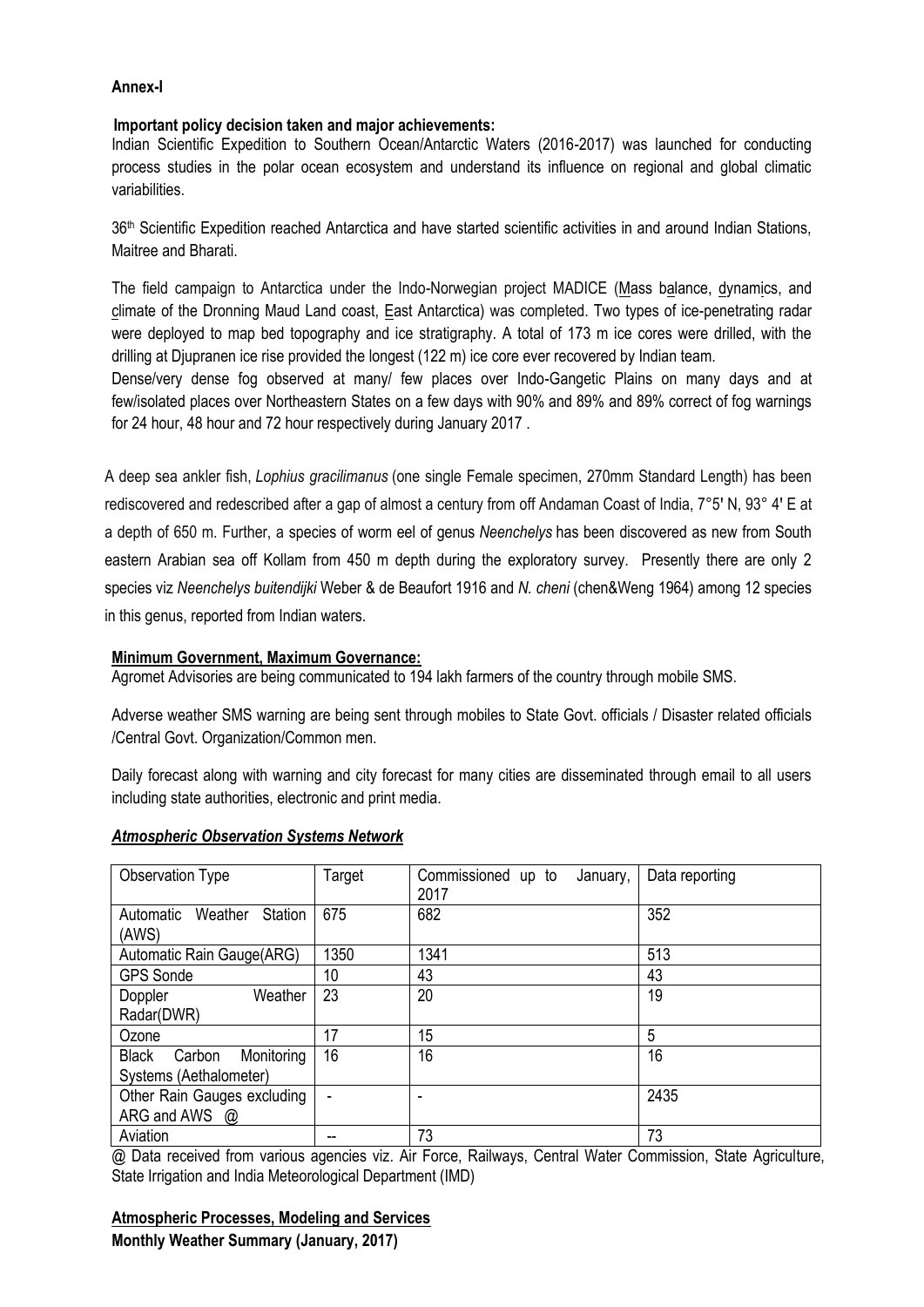**Annex-I**

**Important policy decision taken and major achievements:**

Indian Scientific Expedition to Southern Ocean/Antarctic Waters (2016-2017) was launched for conducting process studies in the polar ocean ecosystem and understand its influence on regional and global climatic variabilities.

36th Scientific Expedition reached Antarctica and have started scientific activities in and around Indian Stations, Maitree and Bharati.

The field campaign to Antarctica under the Indo-Norwegian project MADICE (Mass balance, dynamics, and climate of the Dronning Maud Land coast, East Antarctica) was completed. Two types of ice-penetrating radar were deployed to map bed topography and ice stratigraphy. A total of 173 m ice cores were drilled, with the drilling at Djupranen ice rise provided the longest (122 m) ice core ever recovered by Indian team.

Dense/very dense fog observed at many/ few places over Indo-Gangetic Plains on many days and at few/isolated places over Northeastern States on a few days with 90% and 89% and 89% correct of fog warnings for 24 hour, 48 hour and 72 hour respectively during January 2017 .

A deep sea ankler fish, *Lophius gracilimanus* (one single Female specimen, 270mm Standard Length) has been rediscovered and redescribed after a gap of almost a century from off Andaman Coast of India, 7°5' N, 93° 4' E at a depth of 650 m. Further, a species of worm eel of genus *Neenchelys* has been discovered as new from South eastern Arabian sea off Kollam from 450 m depth during the exploratory survey. Presently there are only 2 species viz *Neenchelys buitendijki* Weber & de Beaufort 1916 and *N. cheni* (chen&Weng 1964) among 12 species in this genus, reported from Indian waters.

**Minimum Government, Maximum Governance:**

Agromet Advisories are being communicated to 194 lakh farmers of the country through mobile SMS.

Adverse weather SMS warning are being sent through mobiles to State Govt. officials / Disaster related officials /Central Govt. Organization/Common men.

Daily forecast along with warning and city forecast for many cities are disseminated through email to all users including state authorities, electronic and print media.

***Atmospheric Observation Systems Network***

| Observation Type | Target | Commissioned up to January, 2017 | Data reporting |
|---|---|---|---|
| Automatic Weather Station (AWS) | 675 | 682 | 352 |
| Automatic Rain Gauge(ARG) | 1350 | 1341 | 513 |
| GPS Sonde | 10 | 43 | 43 |
| Doppler Weather Radar(DWR) | 23 | 20 | 19 |
| Ozone | 17 | 15 | 5 |
| Black Carbon Monitoring Systems (Aethalometer) | 16 | 16 | 16 |
| Other Rain Gauges excluding ARG and AWS @ | - | - | 2435 |
| Aviation | -- | 73 | 73 |

@ Data received from various agencies viz. Air Force, Railways, Central Water Commission, State Agriculture, State Irrigation and India Meteorological Department (IMD)

**Atmospheric Processes, Modeling and Services**

**Monthly Weather Summary (January, 2017)**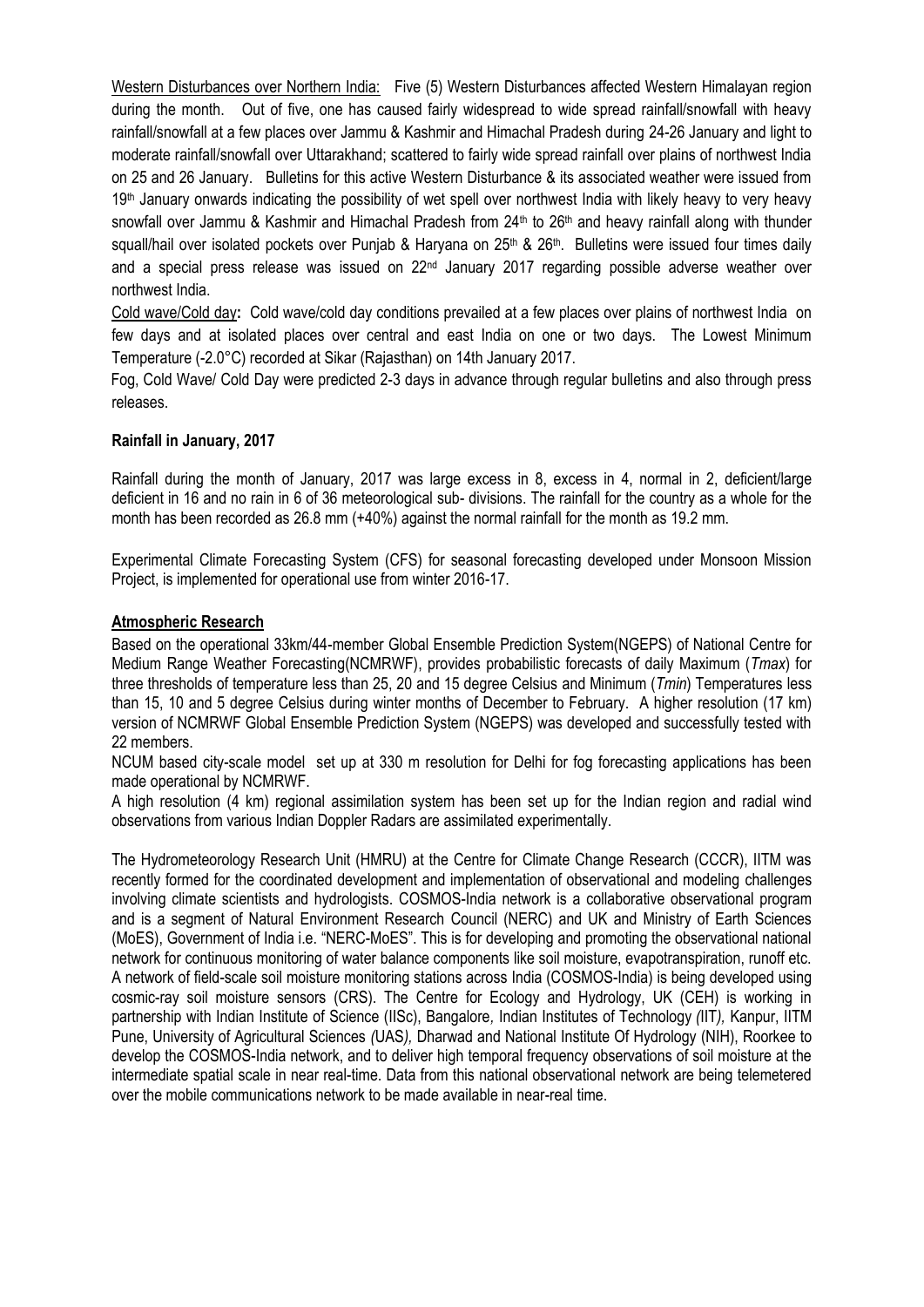Western Disturbances over Northern India: Five (5) Western Disturbances affected Western Himalayan region during the month. Out of five, one has caused fairly widespread to wide spread rainfall/snowfall with heavy rainfall/snowfall at a few places over Jammu & Kashmir and Himachal Pradesh during 24-26 January and light to moderate rainfall/snowfall over Uttarakhand; scattered to fairly wide spread rainfall over plains of northwest India on 25 and 26 January. Bulletins for this active Western Disturbance & its associated weather were issued from 19th January onwards indicating the possibility of wet spell over northwest India with likely heavy to very heavy snowfall over Jammu & Kashmir and Himachal Pradesh from 24th to 26th and heavy rainfall along with thunder squall/hail over isolated pockets over Punjab & Haryana on 25th & 26th. Bulletins were issued four times daily and a special press release was issued on 22nd January 2017 regarding possible adverse weather over northwest India.

Cold wave/Cold day**:** Cold wave/cold day conditions prevailed at a few places over plains of northwest India on few days and at isolated places over central and east India on one or two days. The Lowest Minimum Temperature (-2.0°C) recorded at Sikar (Rajasthan) on 14th January 2017.

Fog, Cold Wave/ Cold Day were predicted 2-3 days in advance through regular bulletins and also through press releases.

**Rainfall in January, 2017**

Rainfall during the month of January, 2017 was large excess in 8, excess in 4, normal in 2, deficient/large deficient in 16 and no rain in 6 of 36 meteorological sub- divisions. The rainfall for the country as a whole for the month has been recorded as 26.8 mm (+40%) against the normal rainfall for the month as 19.2 mm.

Experimental Climate Forecasting System (CFS) for seasonal forecasting developed under Monsoon Mission Project, is implemented for operational use from winter 2016-17.

**Atmospheric Research**

Based on the operational 33km/44-member Global Ensemble Prediction System(NGEPS) of National Centre for Medium Range Weather Forecasting(NCMRWF), provides probabilistic forecasts of daily Maximum (*Tmax*) for three thresholds of temperature less than 25, 20 and 15 degree Celsius and Minimum (*Tmin*) Temperatures less than 15, 10 and 5 degree Celsius during winter months of December to February. A higher resolution (17 km) version of NCMRWF Global Ensemble Prediction System (NGEPS) was developed and successfully tested with 22 members.

NCUM based city-scale model set up at 330 m resolution for Delhi for fog forecasting applications has been made operational by NCMRWF.

A high resolution (4 km) regional assimilation system has been set up for the Indian region and radial wind observations from various Indian Doppler Radars are assimilated experimentally.

The Hydrometeorology Research Unit (HMRU) at the Centre for Climate Change Research (CCCR), IITM was recently formed for the coordinated development and implementation of observational and modeling challenges involving climate scientists and hydrologists. COSMOS-India network is a collaborative observational program and is a segment of Natural Environment Research Council (NERC) and UK and Ministry of Earth Sciences (MoES), Government of India i.e. "NERC-MoES". This is for developing and promoting the observational national network for continuous monitoring of water balance components like soil moisture, evapotranspiration, runoff etc. A network of field-scale soil moisture monitoring stations across India (COSMOS-India) is being developed using cosmic-ray soil moisture sensors (CRS). The Centre for Ecology and Hydrology, UK (CEH) is working in partnership with Indian Institute of Science (IISc), Bangalore, Indian Institutes of Technology (IIT), Kanpur, IITM Pune, University of Agricultural Sciences (UAS), Dharwad and National Institute Of Hydrology (NIH), Roorkee to develop the COSMOS-India network, and to deliver high temporal frequency observations of soil moisture at the intermediate spatial scale in near real-time. Data from this national observational network are being telemetered over the mobile communications network to be made available in near-real time.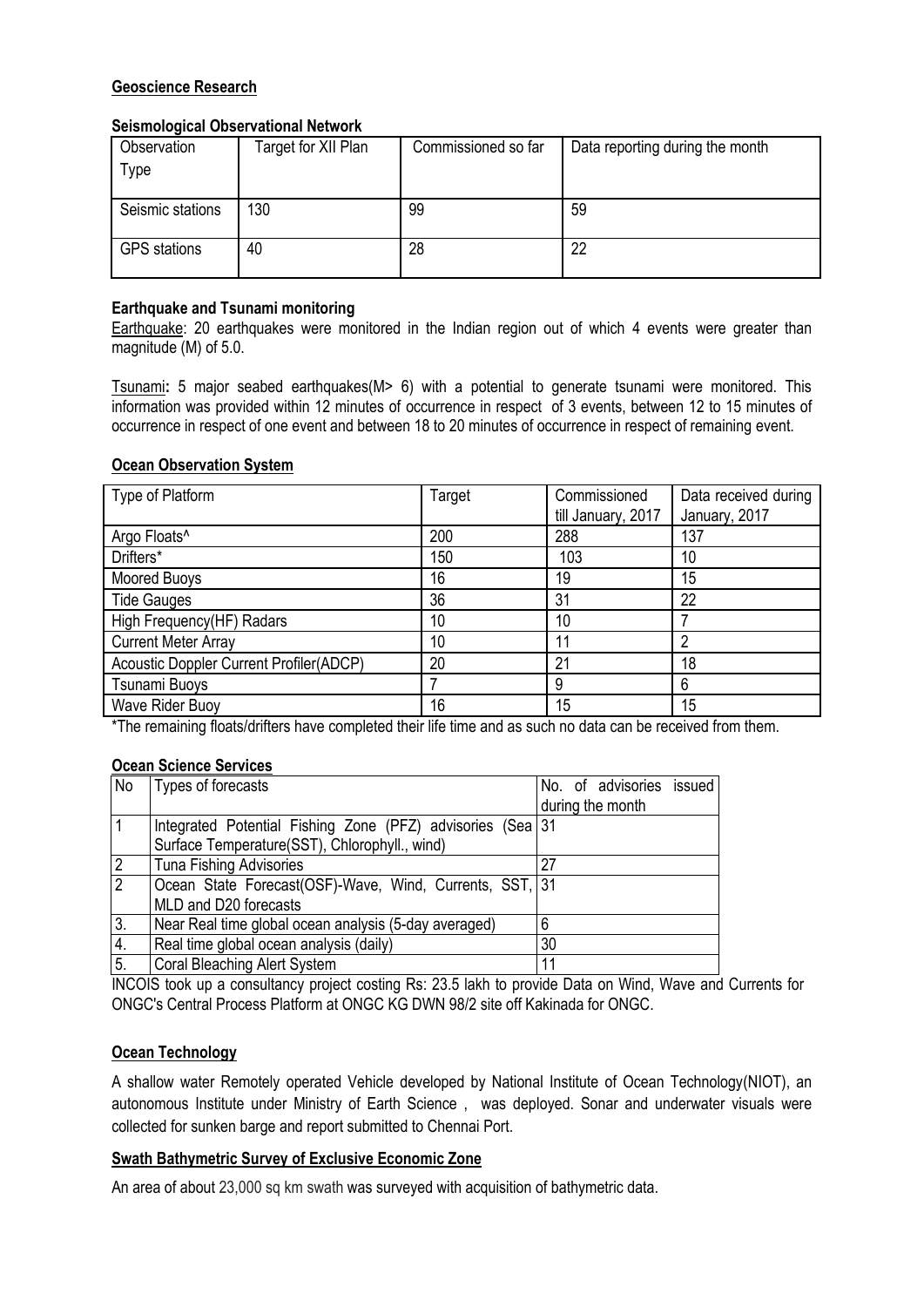**Geoscience Research**

**Seismological Observational Network**

| Observation Type | Target for XII Plan | Commissioned so far | Data reporting during the month |
|---|---|---|---|
| Seismic stations | 130 | 99 | 59 |
| GPS stations | 40 | 28 | 22 |

**Earthquake and Tsunami monitoring**

Earthquake: 20 earthquakes were monitored in the Indian region out of which 4 events were greater than magnitude (M) of 5.0.

Tsunami**:** 5 major seabed earthquakes(M> 6) with a potential to generate tsunami were monitored. This information was provided within 12 minutes of occurrence in respect of 3 events, between 12 to 15 minutes of occurrence in respect of one event and between 18 to 20 minutes of occurrence in respect of remaining event.

**Ocean Observation System**

| Type of Platform | Target | Commissioned till January, 2017 | Data received during January, 2017 |
|---|---|---|---|
| Argo Floats^ | 200 | 288 | 137 |
| Drifters* | 150 | 103 | 10 |
| Moored Buoys | 16 | 19 | 15 |
| Tide Gauges | 36 | 31 | 22 |
| High Frequency(HF) Radars | 10 | 10 | 7 |
| Current Meter Array | 10 | 11 | 2 |
| Acoustic Doppler Current Profiler(ADCP) | 20 | 21 | 18 |
| Tsunami Buoys | 7 | 9 | 6 |
| Wave Rider Buoy | 16 | 15 | 15 |

*The remaining floats/drifters have completed their life time and as such no data can be received from them.

**Ocean Science Services**

| No | Types of forecasts | No. of advisories issued during the month |
|---|---|---|
| 1 | Integrated Potential Fishing Zone (PFZ) advisories (Sea Surface Temperature(SST), Chlorophyll., wind) | 31 |
| 2 | Tuna Fishing Advisories | 27 |
| 2 | Ocean State Forecast(OSF)-Wave, Wind, Currents, SST, MLD and D20 forecasts | 31 |
| 3. | Near Real time global ocean analysis (5-day averaged) | 6 |
| 4. | Real time global ocean analysis (daily) | 30 |
| 5. | Coral Bleaching Alert System | 11 |

INCOIS took up a consultancy project costing Rs: 23.5 lakh to provide Data on Wind, Wave and Currents for ONGC's Central Process Platform at ONGC KG DWN 98/2 site off Kakinada for ONGC.

**Ocean Technology**

A shallow water Remotely operated Vehicle developed by National Institute of Ocean Technology(NIOT), an autonomous Institute under Ministry of Earth Science , was deployed. Sonar and underwater visuals were collected for sunken barge and report submitted to Chennai Port.

**Swath Bathymetric Survey of Exclusive Economic Zone**

An area of about 23,000 sq km swath was surveyed with acquisition of bathymetric data.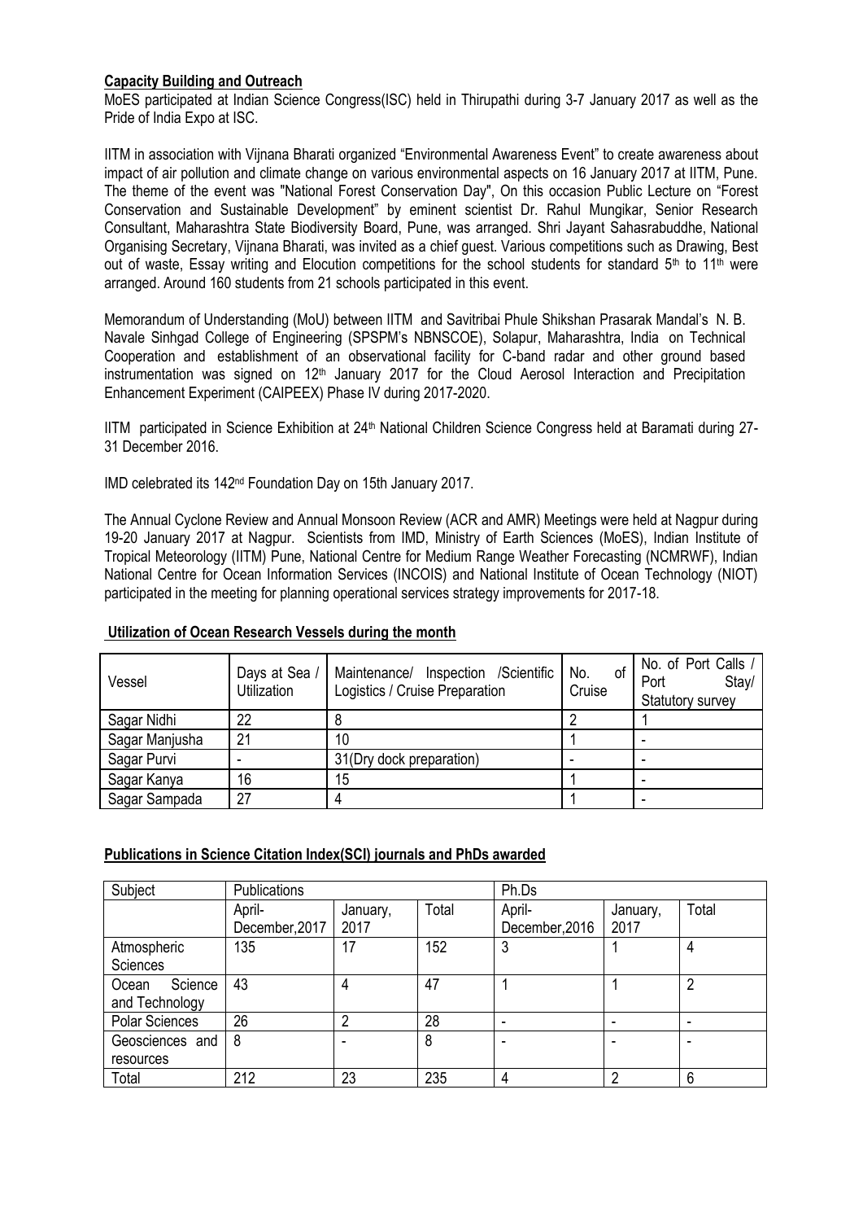**Capacity Building and Outreach**

MoES participated at Indian Science Congress(ISC) held in Thirupathi during 3-7 January 2017 as well as the Pride of India Expo at ISC.

IITM in association with Vijnana Bharati organized "Environmental Awareness Event" to create awareness about impact of air pollution and climate change on various environmental aspects on 16 January 2017 at IITM, Pune. The theme of the event was "National Forest Conservation Day", On this occasion Public Lecture on "Forest Conservation and Sustainable Development" by eminent scientist Dr. Rahul Mungikar, Senior Research Consultant, Maharashtra State Biodiversity Board, Pune, was arranged. Shri Jayant Sahasrabuddhe, National Organising Secretary, Vijnana Bharati, was invited as a chief guest. Various competitions such as Drawing, Best out of waste, Essay writing and Elocution competitions for the school students for standard 5th to 11th were arranged. Around 160 students from 21 schools participated in this event.

Memorandum of Understanding (MoU) between IITM and Savitribai Phule Shikshan Prasarak Mandal's N. B. Navale Sinhgad College of Engineering (SPSPM's NBNSCOE), Solapur, Maharashtra, India on Technical Cooperation and establishment of an observational facility for C-band radar and other ground based instrumentation was signed on 12th January 2017 for the Cloud Aerosol Interaction and Precipitation Enhancement Experiment (CAIPEEX) Phase IV during 2017-2020.

IITM participated in Science Exhibition at 24th National Children Science Congress held at Baramati during 27-31 December 2016.

IMD celebrated its 142nd Foundation Day on 15th January 2017.

The Annual Cyclone Review and Annual Monsoon Review (ACR and AMR) Meetings were held at Nagpur during 19-20 January 2017 at Nagpur. Scientists from IMD, Ministry of Earth Sciences (MoES), Indian Institute of Tropical Meteorology (IITM) Pune, National Centre for Medium Range Weather Forecasting (NCMRWF), Indian National Centre for Ocean Information Services (INCOIS) and National Institute of Ocean Technology (NIOT) participated in the meeting for planning operational services strategy improvements for 2017-18.

**Utilization of Ocean Research Vessels during the month**

| Vessel | Days at Sea / Utilization | Maintenance/ Inspection /Scientific Logistics / Cruise Preparation | No. of Cruise | No. of Port Calls / Port Stay/ Statutory survey |
|---|---|---|---|---|
| Sagar Nidhi | 22 | 8 | 2 | 1 |
| Sagar Manjusha | 21 | 10 | 1 | - |
| Sagar Purvi | - | 31(Dry dock preparation) | - | - |
| Sagar Kanya | 16 | 15 | 1 | - |
| Sagar Sampada | 27 | 4 | 1 | - |

**Publications in Science Citation Index(SCI) journals and PhDs awarded**

| Subject | Publications | | | Ph.Ds | | |
|---|---|---|---|---|---|---|
| | April-December,2017 | January, 2017 | Total | April-December,2016 | January, 2017 | Total |
| Atmospheric Sciences | 135 | 17 | 152 | 3 | 1 | 4 |
| Ocean Science and Technology | 43 | 4 | 47 | 1 | 1 | 2 |
| Polar Sciences | 26 | 2 | 28 | - | - | - |
| Geosciences and resources | 8 | - | 8 | - | - | - |
| Total | 212 | 23 | 235 | 4 | 2 | 6 |